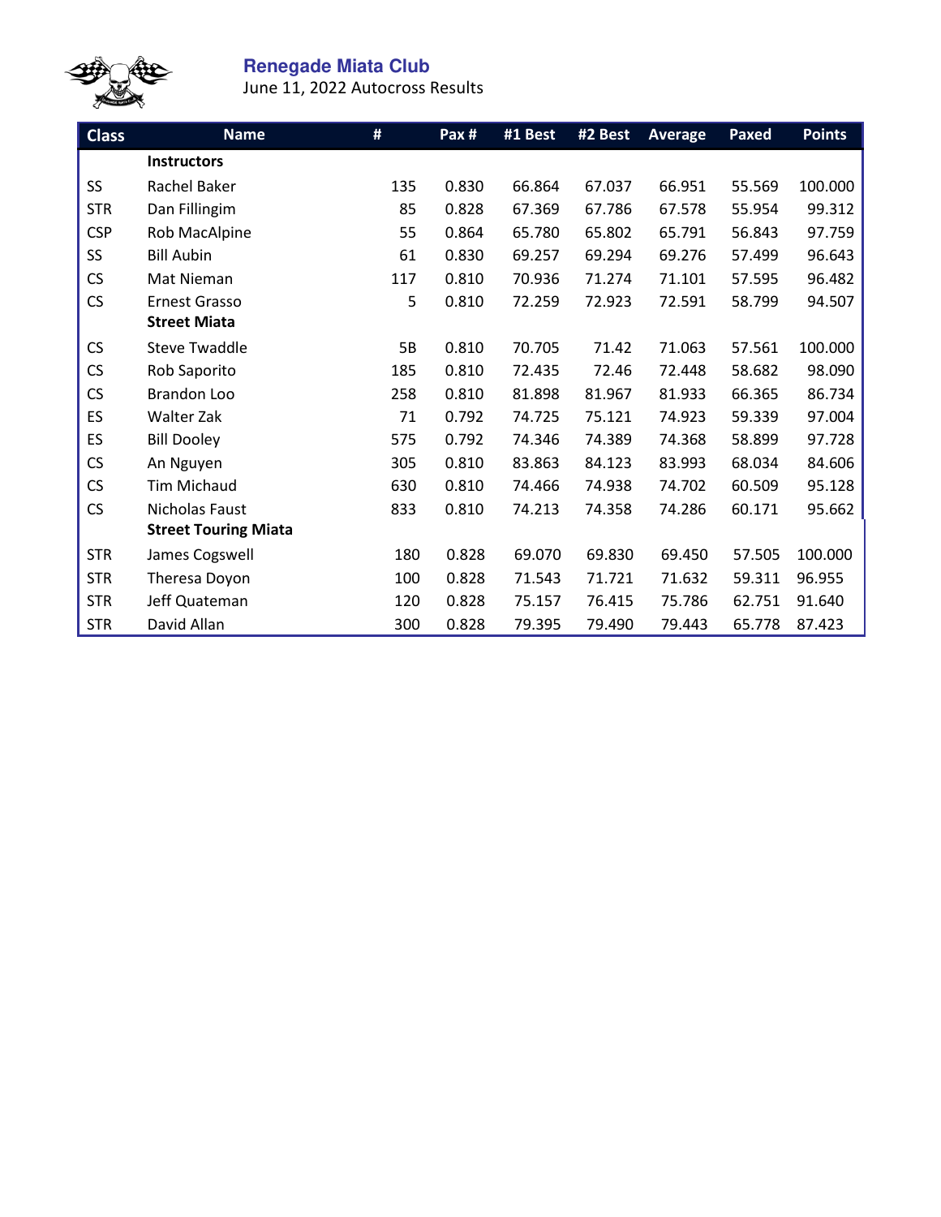## Renegade Miata Club

June 11, 2022 Autocross Results

| Class | Name | # | Pax # | #1 Best | #2 Best | Average | Paxed | Points |
|---|---|---|---|---|---|---|---|---|
| | **Instructors** | | | | | | | |
| SS | Rachel Baker | 135 | 0.830 | 66.864 | 67.037 | 66.951 | 55.569 | 100.000 |
| STR | Dan Fillingim | 85 | 0.828 | 67.369 | 67.786 | 67.578 | 55.954 | 99.312 |
| CSP | Rob MacAlpine | 55 | 0.864 | 65.780 | 65.802 | 65.791 | 56.843 | 97.759 |
| SS | Bill Aubin | 61 | 0.830 | 69.257 | 69.294 | 69.276 | 57.499 | 96.643 |
| CS | Mat Nieman | 117 | 0.810 | 70.936 | 71.274 | 71.101 | 57.595 | 96.482 |
| CS | Ernest Grasso | 5 | 0.810 | 72.259 | 72.923 | 72.591 | 58.799 | 94.507 |
| | **Street Miata** | | | | | | | |
| CS | Steve Twaddle | 5B | 0.810 | 70.705 | 71.42 | 71.063 | 57.561 | 100.000 |
| CS | Rob Saporito | 185 | 0.810 | 72.435 | 72.46 | 72.448 | 58.682 | 98.090 |
| CS | Brandon Loo | 258 | 0.810 | 81.898 | 81.967 | 81.933 | 66.365 | 86.734 |
| ES | Walter Zak | 71 | 0.792 | 74.725 | 75.121 | 74.923 | 59.339 | 97.004 |
| ES | Bill Dooley | 575 | 0.792 | 74.346 | 74.389 | 74.368 | 58.899 | 97.728 |
| CS | An Nguyen | 305 | 0.810 | 83.863 | 84.123 | 83.993 | 68.034 | 84.606 |
| CS | Tim Michaud | 630 | 0.810 | 74.466 | 74.938 | 74.702 | 60.509 | 95.128 |
| CS | Nicholas Faust | 833 | 0.810 | 74.213 | 74.358 | 74.286 | 60.171 | 95.662 |
| | **Street Touring Miata** | | | | | | | |
| STR | James Cogswell | 180 | 0.828 | 69.070 | 69.830 | 69.450 | 57.505 | 100.000 |
| STR | Theresa Doyon | 100 | 0.828 | 71.543 | 71.721 | 71.632 | 59.311 | 96.955 |
| STR | Jeff Quateman | 120 | 0.828 | 75.157 | 76.415 | 75.786 | 62.751 | 91.640 |
| STR | David Allan | 300 | 0.828 | 79.395 | 79.490 | 79.443 | 65.778 | 87.423 |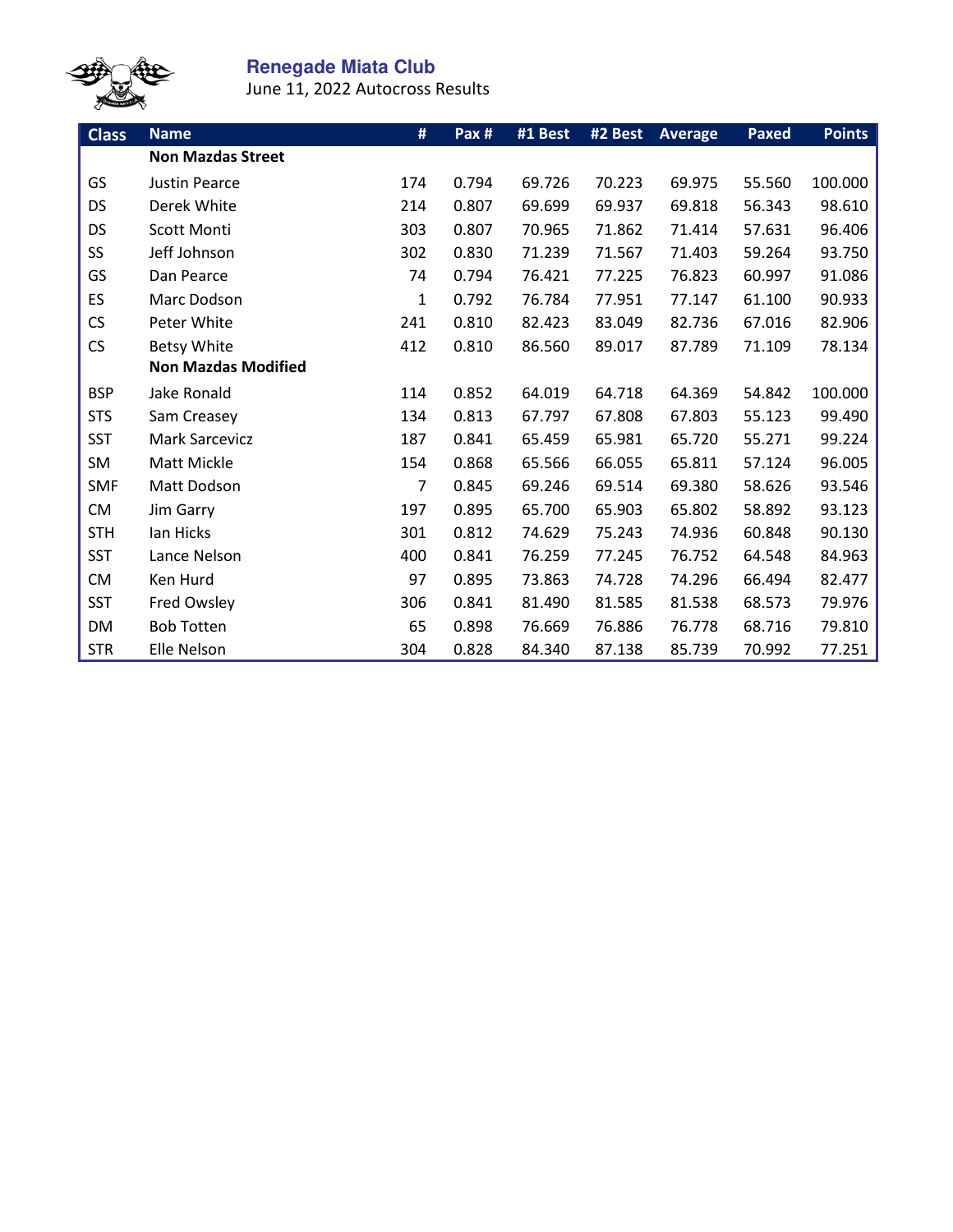## Renegade Miata Club

June 11, 2022 Autocross Results

| Class | Name | # | Pax # | #1 Best | #2 Best | Average | Paxed | Points |
|---|---|---|---|---|---|---|---|---|
| | **Non Mazdas Street** | | | | | | | |
| GS | Justin Pearce | 174 | 0.794 | 69.726 | 70.223 | 69.975 | 55.560 | 100.000 |
| DS | Derek White | 214 | 0.807 | 69.699 | 69.937 | 69.818 | 56.343 | 98.610 |
| DS | Scott Monti | 303 | 0.807 | 70.965 | 71.862 | 71.414 | 57.631 | 96.406 |
| SS | Jeff Johnson | 302 | 0.830 | 71.239 | 71.567 | 71.403 | 59.264 | 93.750 |
| GS | Dan Pearce | 74 | 0.794 | 76.421 | 77.225 | 76.823 | 60.997 | 91.086 |
| ES | Marc Dodson | 1 | 0.792 | 76.784 | 77.951 | 77.147 | 61.100 | 90.933 |
| CS | Peter White | 241 | 0.810 | 82.423 | 83.049 | 82.736 | 67.016 | 82.906 |
| CS | Betsy White | 412 | 0.810 | 86.560 | 89.017 | 87.789 | 71.109 | 78.134 |
| | **Non Mazdas Modified** | | | | | | | |
| BSP | Jake Ronald | 114 | 0.852 | 64.019 | 64.718 | 64.369 | 54.842 | 100.000 |
| STS | Sam Creasey | 134 | 0.813 | 67.797 | 67.808 | 67.803 | 55.123 | 99.490 |
| SST | Mark Sarcevicz | 187 | 0.841 | 65.459 | 65.981 | 65.720 | 55.271 | 99.224 |
| SM | Matt Mickle | 154 | 0.868 | 65.566 | 66.055 | 65.811 | 57.124 | 96.005 |
| SMF | Matt Dodson | 7 | 0.845 | 69.246 | 69.514 | 69.380 | 58.626 | 93.546 |
| CM | Jim Garry | 197 | 0.895 | 65.700 | 65.903 | 65.802 | 58.892 | 93.123 |
| STH | Ian Hicks | 301 | 0.812 | 74.629 | 75.243 | 74.936 | 60.848 | 90.130 |
| SST | Lance Nelson | 400 | 0.841 | 76.259 | 77.245 | 76.752 | 64.548 | 84.963 |
| CM | Ken Hurd | 97 | 0.895 | 73.863 | 74.728 | 74.296 | 66.494 | 82.477 |
| SST | Fred Owsley | 306 | 0.841 | 81.490 | 81.585 | 81.538 | 68.573 | 79.976 |
| DM | Bob Totten | 65 | 0.898 | 76.669 | 76.886 | 76.778 | 68.716 | 79.810 |
| STR | Elle Nelson | 304 | 0.828 | 84.340 | 87.138 | 85.739 | 70.992 | 77.251 |